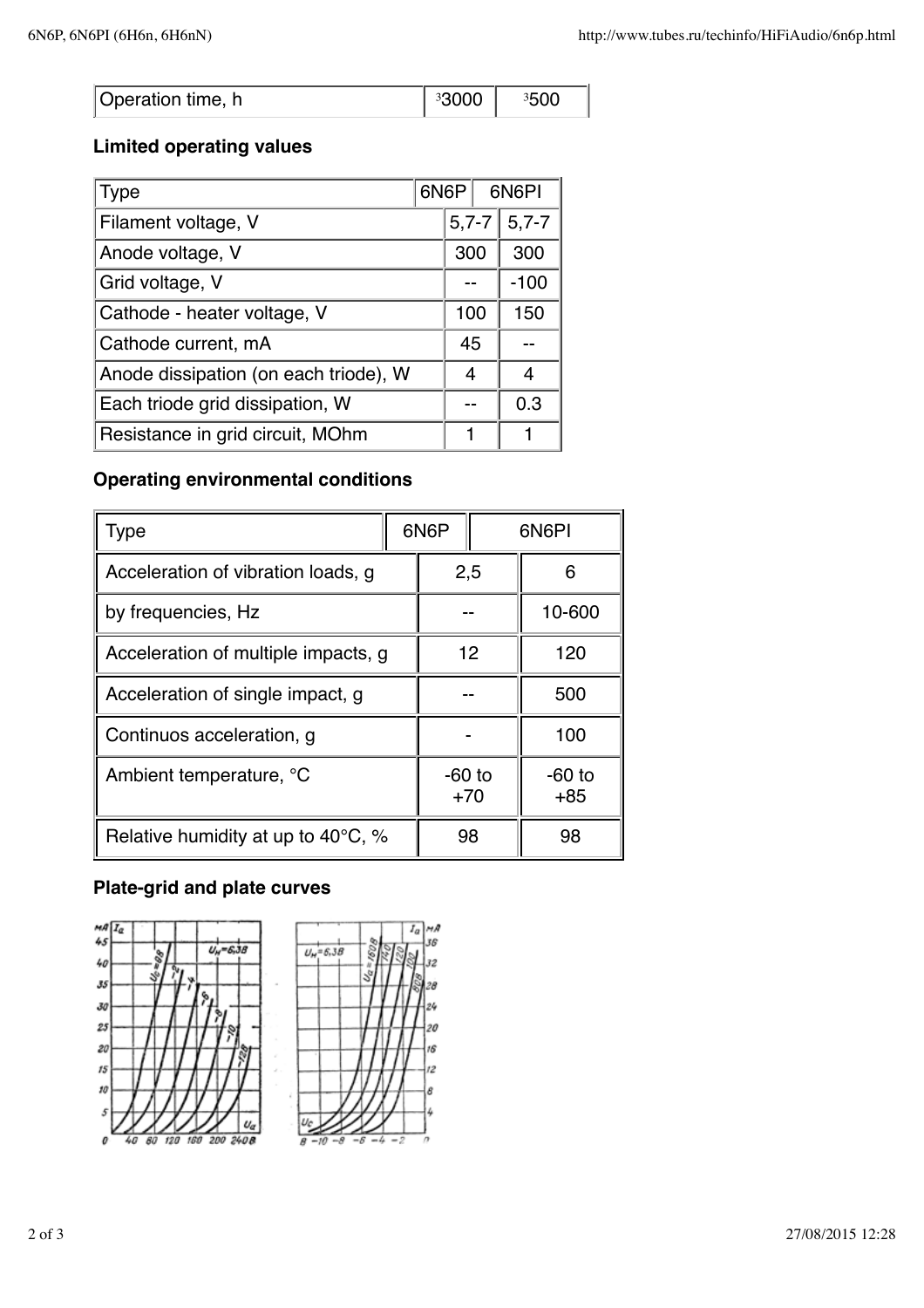| Operation time, h | ³3000 | ³500 |
|---|---|---|

**Limited operating values**

| Type | 6N6P | 6N6PI |
|---|---|---|
| Filament voltage, V | 5,7-7 | 5,7-7 |
| Anode voltage, V | 300 | 300 |
| Grid voltage, V | -- | -100 |
| Cathode - heater voltage, V | 100 | 150 |
| Cathode current, mA | 45 | -- |
| Anode dissipation (on each triode), W | 4 | 4 |
| Each triode grid dissipation, W | -- | 0.3 |
| Resistance in grid circuit, MOhm | 1 | 1 |

**Operating environmental conditions**

| Type | 6N6P | 6N6PI |
|---|---|---|
| Acceleration of vibration loads, g | 2,5 | 6 |
| by frequencies, Hz | -- | 10-600 |
| Acceleration of multiple impacts, g | 12 | 120 |
| Acceleration of single impact, g | -- | 500 |
| Continuos acceleration, g | - | 100 |
| Ambient temperature, °C | -60 to +70 | -60 to +85 |
| Relative humidity at up to 40°C, % | 98 | 98 |

**Plate-grid and plate curves**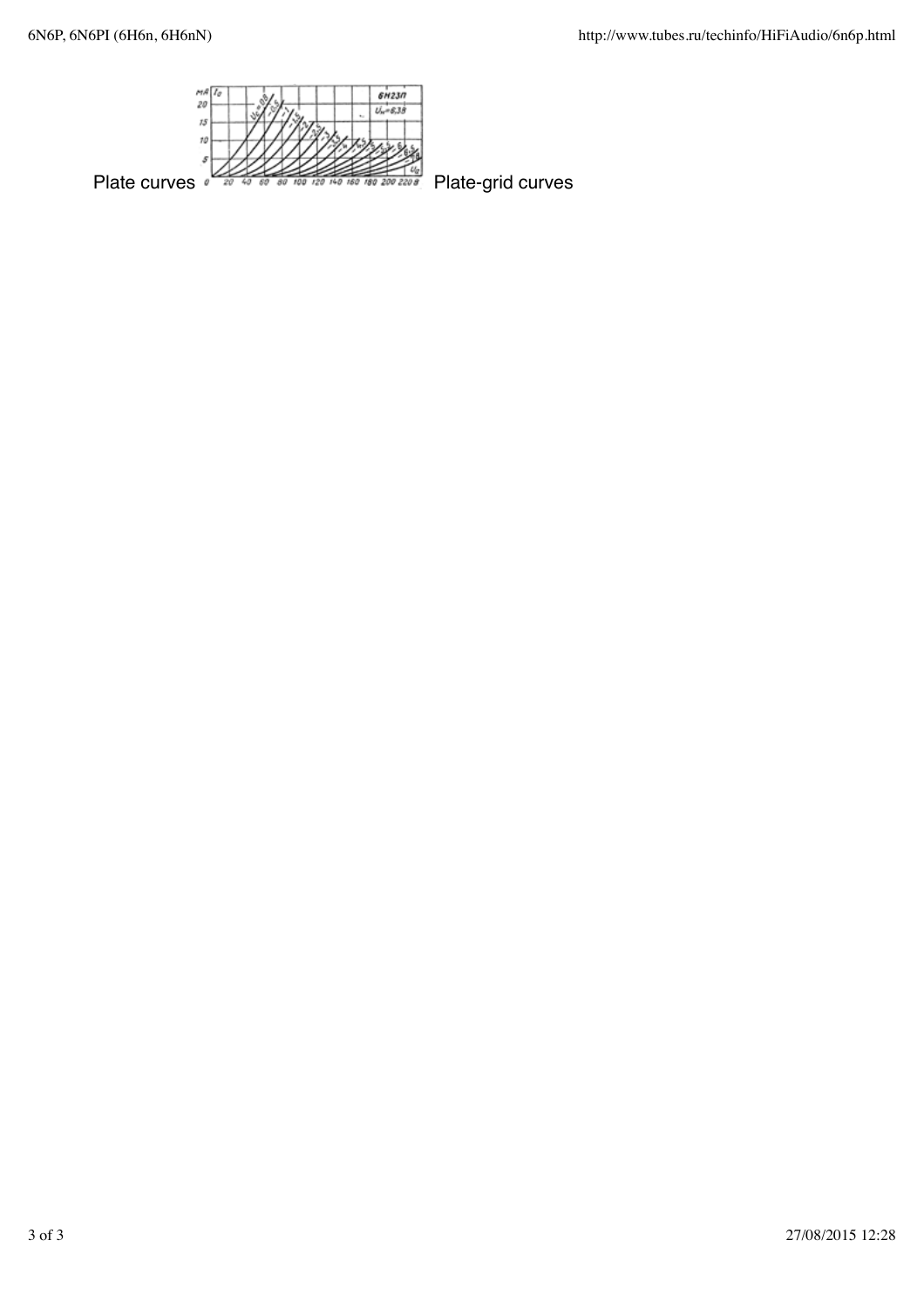Plate curves

мА $I_a$

20

15

10

5

0 20 40 60 80 100 120 140 160 180 200 220 В

6Н23П

$U_н$=6,3В

$U_a$

Plate-grid curves